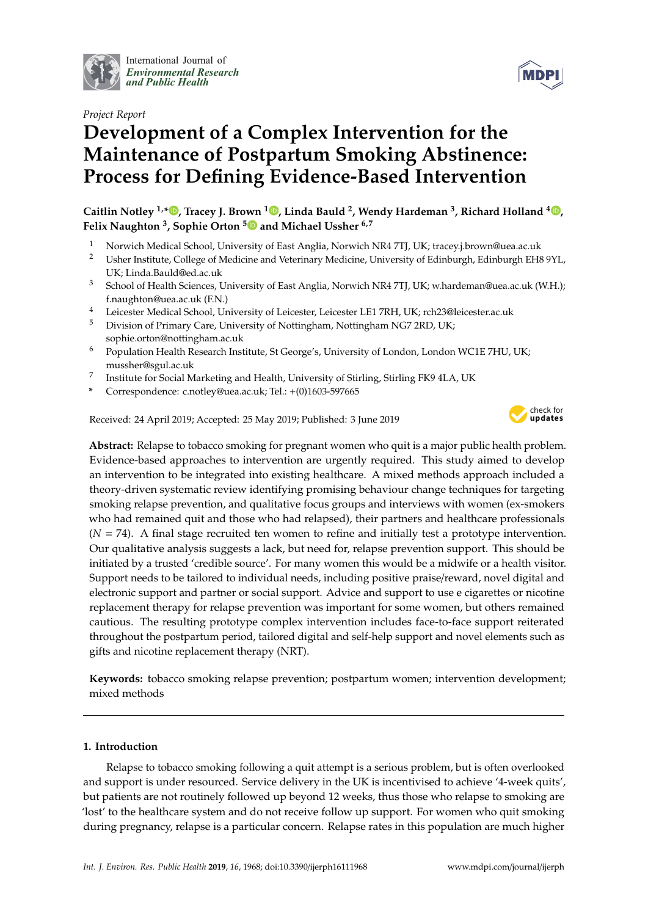International Journal of *Environmental Research and Public Health*

*Project Report*

# Development of a Complex Intervention for the Maintenance of Postpartum Smoking Abstinence: Process for Defining Evidence-Based Intervention

**Caitlin Notley [1,*], Tracey J. Brown [1], Linda Bauld [2], Wendy Hardeman [3], Richard Holland [4], Felix Naughton [3], Sophie Orton [5] and Michael Ussher [6,7]**

[1] Norwich Medical School, University of East Anglia, Norwich NR4 7TJ, UK; tracey.j.brown@uea.ac.uk
[2] Usher Institute, College of Medicine and Veterinary Medicine, University of Edinburgh, Edinburgh EH8 9YL, UK; Linda.Bauld@ed.ac.uk
[3] School of Health Sciences, University of East Anglia, Norwich NR4 7TJ, UK; w.hardeman@uea.ac.uk (W.H.); f.naughton@uea.ac.uk (F.N.)
[4] Leicester Medical School, University of Leicester, Leicester LE1 7RH, UK; rch23@leicester.ac.uk
[5] Division of Primary Care, University of Nottingham, Nottingham NG7 2RD, UK; sophie.orton@nottingham.ac.uk
[6] Population Health Research Institute, St George's, University of London, London WC1E 7HU, UK; mussher@sgul.ac.uk
[7] Institute for Social Marketing and Health, University of Stirling, Stirling FK9 4LA, UK
\* Correspondence: c.notley@uea.ac.uk; Tel.: +(0)1603-597665

Received: 24 April 2019; Accepted: 25 May 2019; Published: 3 June 2019

**Abstract:** Relapse to tobacco smoking for pregnant women who quit is a major public health problem. Evidence-based approaches to intervention are urgently required. This study aimed to develop an intervention to be integrated into existing healthcare. A mixed methods approach included a theory-driven systematic review identifying promising behaviour change techniques for targeting smoking relapse prevention, and qualitative focus groups and interviews with women (ex-smokers who had remained quit and those who had relapsed), their partners and healthcare professionals ($N = 74$). A final stage recruited ten women to refine and initially test a prototype intervention. Our qualitative analysis suggests a lack, but need for, relapse prevention support. This should be initiated by a trusted 'credible source'. For many women this would be a midwife or a health visitor. Support needs to be tailored to individual needs, including positive praise/reward, novel digital and electronic support and partner or social support. Advice and support to use e cigarettes or nicotine replacement therapy for relapse prevention was important for some women, but others remained cautious. The resulting prototype complex intervention includes face-to-face support reiterated throughout the postpartum period, tailored digital and self-help support and novel elements such as gifts and nicotine replacement therapy (NRT).

**Keywords:** tobacco smoking relapse prevention; postpartum women; intervention development; mixed methods

## 1. Introduction

Relapse to tobacco smoking following a quit attempt is a serious problem, but is often overlooked and support is under resourced. Service delivery in the UK is incentivised to achieve '4-week quits', but patients are not routinely followed up beyond 12 weeks, thus those who relapse to smoking are 'lost' to the healthcare system and do not receive follow up support. For women who quit smoking during pregnancy, relapse is a particular concern. Relapse rates in this population are much higher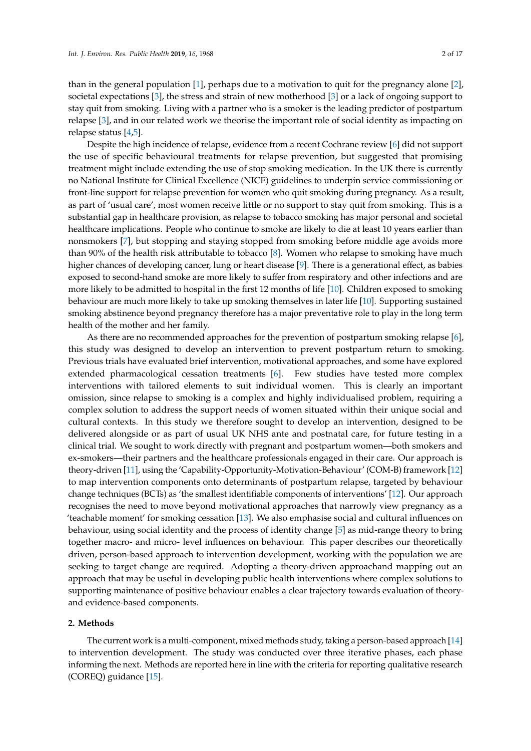than in the general population [1], perhaps due to a motivation to quit for the pregnancy alone [2], societal expectations [3], the stress and strain of new motherhood [3] or a lack of ongoing support to stay quit from smoking. Living with a partner who is a smoker is the leading predictor of postpartum relapse [3], and in our related work we theorise the important role of social identity as impacting on relapse status [4,5].

Despite the high incidence of relapse, evidence from a recent Cochrane review [6] did not support the use of specific behavioural treatments for relapse prevention, but suggested that promising treatment might include extending the use of stop smoking medication. In the UK there is currently no National Institute for Clinical Excellence (NICE) guidelines to underpin service commissioning or front-line support for relapse prevention for women who quit smoking during pregnancy. As a result, as part of 'usual care', most women receive little or no support to stay quit from smoking. This is a substantial gap in healthcare provision, as relapse to tobacco smoking has major personal and societal healthcare implications. People who continue to smoke are likely to die at least 10 years earlier than nonsmokers [7], but stopping and staying stopped from smoking before middle age avoids more than 90% of the health risk attributable to tobacco [8]. Women who relapse to smoking have much higher chances of developing cancer, lung or heart disease [9]. There is a generational effect, as babies exposed to second-hand smoke are more likely to suffer from respiratory and other infections and are more likely to be admitted to hospital in the first 12 months of life [10]. Children exposed to smoking behaviour are much more likely to take up smoking themselves in later life [10]. Supporting sustained smoking abstinence beyond pregnancy therefore has a major preventative role to play in the long term health of the mother and her family.

As there are no recommended approaches for the prevention of postpartum smoking relapse [6], this study was designed to develop an intervention to prevent postpartum return to smoking. Previous trials have evaluated brief intervention, motivational approaches, and some have explored extended pharmacological cessation treatments [6]. Few studies have tested more complex interventions with tailored elements to suit individual women. This is clearly an important omission, since relapse to smoking is a complex and highly individualised problem, requiring a complex solution to address the support needs of women situated within their unique social and cultural contexts. In this study we therefore sought to develop an intervention, designed to be delivered alongside or as part of usual UK NHS ante and postnatal care, for future testing in a clinical trial. We sought to work directly with pregnant and postpartum women—both smokers and ex-smokers—their partners and the healthcare professionals engaged in their care. Our approach is theory-driven [11], using the 'Capability-Opportunity-Motivation-Behaviour' (COM-B) framework [12] to map intervention components onto determinants of postpartum relapse, targeted by behaviour change techniques (BCTs) as 'the smallest identifiable components of interventions' [12]. Our approach recognises the need to move beyond motivational approaches that narrowly view pregnancy as a 'teachable moment' for smoking cessation [13]. We also emphasise social and cultural influences on behaviour, using social identity and the process of identity change [5] as mid-range theory to bring together macro- and micro- level influences on behaviour. This paper describes our theoretically driven, person-based approach to intervention development, working with the population we are seeking to target change are required. Adopting a theory-driven approachand mapping out an approach that may be useful in developing public health interventions where complex solutions to supporting maintenance of positive behaviour enables a clear trajectory towards evaluation of theory- and evidence-based components.

## 2. Methods

The current work is a multi-component, mixed methods study, taking a person-based approach [14] to intervention development. The study was conducted over three iterative phases, each phase informing the next. Methods are reported here in line with the criteria for reporting qualitative research (COREQ) guidance [15].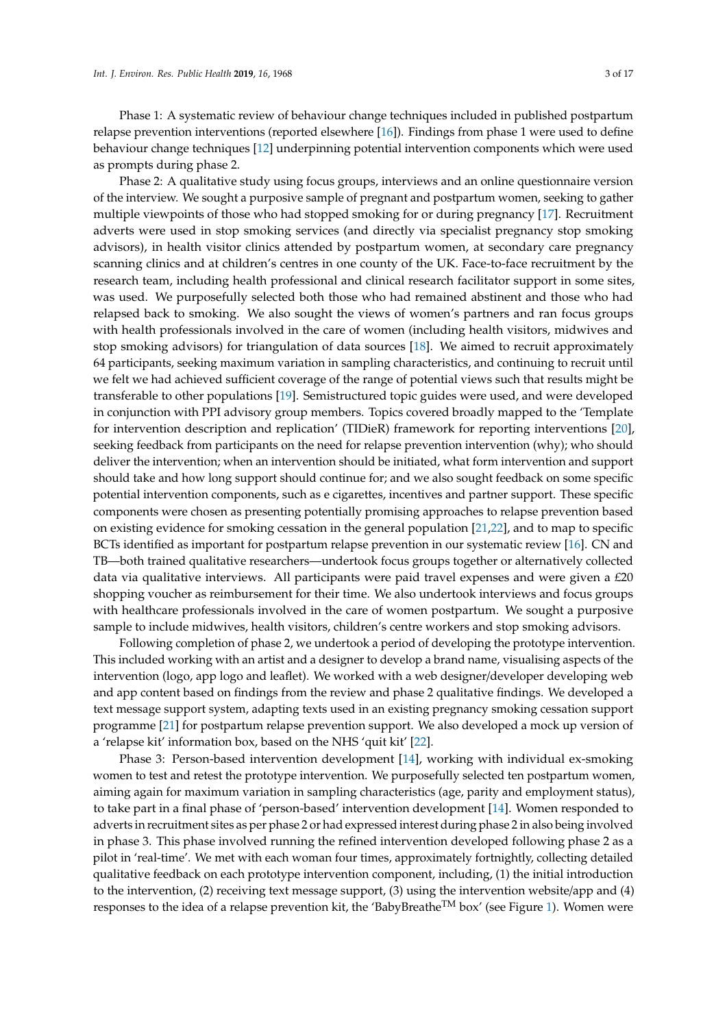Phase 1: A systematic review of behaviour change techniques included in published postpartum relapse prevention interventions (reported elsewhere [16]). Findings from phase 1 were used to define behaviour change techniques [12] underpinning potential intervention components which were used as prompts during phase 2.

Phase 2: A qualitative study using focus groups, interviews and an online questionnaire version of the interview. We sought a purposive sample of pregnant and postpartum women, seeking to gather multiple viewpoints of those who had stopped smoking for or during pregnancy [17]. Recruitment adverts were used in stop smoking services (and directly via specialist pregnancy stop smoking advisors), in health visitor clinics attended by postpartum women, at secondary care pregnancy scanning clinics and at children's centres in one county of the UK. Face-to-face recruitment by the research team, including health professional and clinical research facilitator support in some sites, was used. We purposefully selected both those who had remained abstinent and those who had relapsed back to smoking. We also sought the views of women's partners and ran focus groups with health professionals involved in the care of women (including health visitors, midwives and stop smoking advisors) for triangulation of data sources [18]. We aimed to recruit approximately 64 participants, seeking maximum variation in sampling characteristics, and continuing to recruit until we felt we had achieved sufficient coverage of the range of potential views such that results might be transferable to other populations [19]. Semistructured topic guides were used, and were developed in conjunction with PPI advisory group members. Topics covered broadly mapped to the 'Template for intervention description and replication' (TIDieR) framework for reporting interventions [20], seeking feedback from participants on the need for relapse prevention intervention (why); who should deliver the intervention; when an intervention should be initiated, what form intervention and support should take and how long support should continue for; and we also sought feedback on some specific potential intervention components, such as e cigarettes, incentives and partner support. These specific components were chosen as presenting potentially promising approaches to relapse prevention based on existing evidence for smoking cessation in the general population [21,22], and to map to specific BCTs identified as important for postpartum relapse prevention in our systematic review [16]. CN and TB—both trained qualitative researchers—undertook focus groups together or alternatively collected data via qualitative interviews. All participants were paid travel expenses and were given a £20 shopping voucher as reimbursement for their time. We also undertook interviews and focus groups with healthcare professionals involved in the care of women postpartum. We sought a purposive sample to include midwives, health visitors, children's centre workers and stop smoking advisors.

Following completion of phase 2, we undertook a period of developing the prototype intervention. This included working with an artist and a designer to develop a brand name, visualising aspects of the intervention (logo, app logo and leaflet). We worked with a web designer/developer developing web and app content based on findings from the review and phase 2 qualitative findings. We developed a text message support system, adapting texts used in an existing pregnancy smoking cessation support programme [21] for postpartum relapse prevention support. We also developed a mock up version of a 'relapse kit' information box, based on the NHS 'quit kit' [22].

Phase 3: Person-based intervention development [14], working with individual ex-smoking women to test and retest the prototype intervention. We purposefully selected ten postpartum women, aiming again for maximum variation in sampling characteristics (age, parity and employment status), to take part in a final phase of 'person-based' intervention development [14]. Women responded to adverts in recruitment sites as per phase 2 or had expressed interest during phase 2 in also being involved in phase 3. This phase involved running the refined intervention developed following phase 2 as a pilot in 'real-time'. We met with each woman four times, approximately fortnightly, collecting detailed qualitative feedback on each prototype intervention component, including, (1) the initial introduction to the intervention, (2) receiving text message support, (3) using the intervention website/app and (4) responses to the idea of a relapse prevention kit, the 'BabyBreathe™ box' (see Figure 1). Women were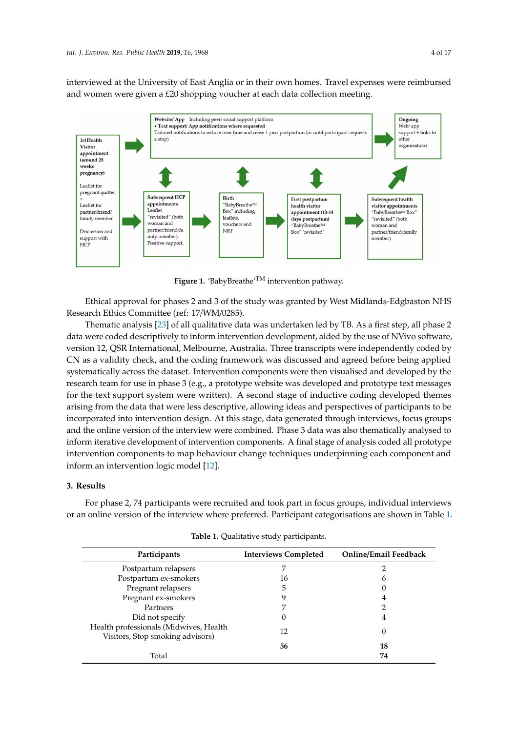interviewed at the University of East Anglia or in their own homes. Travel expenses were reimbursed and women were given a £20 shopping voucher at each data collection meeting.

**Figure 1.** 'BabyBreathe'$^{TM}$ intervention pathway.

Ethical approval for phases 2 and 3 of the study was granted by West Midlands-Edgbaston NHS Research Ethics Committee (ref: 17/WM/0285).

Thematic analysis [23] of all qualitative data was undertaken led by TB. As a first step, all phase 2 data were coded descriptively to inform intervention development, aided by the use of NVivo software, version 12, QSR International, Melbourne, Australia. Three transcripts were independently coded by CN as a validity check, and the coding framework was discussed and agreed before being applied systematically across the dataset. Intervention components were then visualised and developed by the research team for use in phase 3 (e.g., a prototype website was developed and prototype text messages for the text support system were written). A second stage of inductive coding developed themes arising from the data that were less descriptive, allowing ideas and perspectives of participants to be incorporated into intervention design. At this stage, data generated through interviews, focus groups and the online version of the interview were combined. Phase 3 data was also thematically analysed to inform iterative development of intervention components. A final stage of analysis coded all prototype intervention components to map behaviour change techniques underpinning each component and inform an intervention logic model [12].

## 3. Results

For phase 2, 74 participants were recruited and took part in focus groups, individual interviews or an online version of the interview where preferred. Participant categorisations are shown in Table 1.

**Table 1.** Qualitative study participants.

| Participants | Interviews Completed | Online/Email Feedback |
|---|---|---|
| Postpartum relapsers | 7 | 2 |
| Postpartum ex-smokers | 16 | 6 |
| Pregnant relapsers | 5 | 0 |
| Pregnant ex-smokers | 9 | 4 |
| Partners | 7 | 2 |
| Did not specify | 0 | 4 |
| Health professionals (Midwives, Health Visitors, Stop smoking advisors) | 12 | 0 |
| | **56** | **18** |
| Total | | **74** |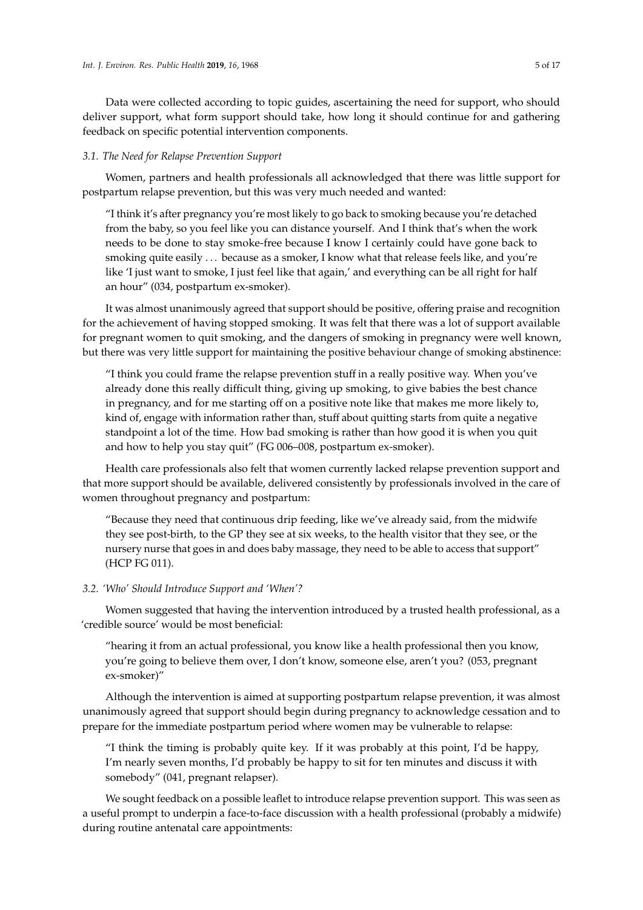Data were collected according to topic guides, ascertaining the need for support, who should deliver support, what form support should take, how long it should continue for and gathering feedback on specific potential intervention components.

### *3.1. The Need for Relapse Prevention Support*

Women, partners and health professionals all acknowledged that there was little support for postpartum relapse prevention, but this was very much needed and wanted:

> "I think it's after pregnancy you're most likely to go back to smoking because you're detached from the baby, so you feel like you can distance yourself. And I think that's when the work needs to be done to stay smoke-free because I know I certainly could have gone back to smoking quite easily . . . because as a smoker, I know what that release feels like, and you're like 'I just want to smoke, I just feel like that again,' and everything can be all right for half an hour" (034, postpartum ex-smoker).

It was almost unanimously agreed that support should be positive, offering praise and recognition for the achievement of having stopped smoking. It was felt that there was a lot of support available for pregnant women to quit smoking, and the dangers of smoking in pregnancy were well known, but there was very little support for maintaining the positive behaviour change of smoking abstinence:

> "I think you could frame the relapse prevention stuff in a really positive way. When you've already done this really difficult thing, giving up smoking, to give babies the best chance in pregnancy, and for me starting off on a positive note like that makes me more likely to, kind of, engage with information rather than, stuff about quitting starts from quite a negative standpoint a lot of the time. How bad smoking is rather than how good it is when you quit and how to help you stay quit" (FG 006–008, postpartum ex-smoker).

Health care professionals also felt that women currently lacked relapse prevention support and that more support should be available, delivered consistently by professionals involved in the care of women throughout pregnancy and postpartum:

> "Because they need that continuous drip feeding, like we've already said, from the midwife they see post-birth, to the GP they see at six weeks, to the health visitor that they see, or the nursery nurse that goes in and does baby massage, they need to be able to access that support" (HCP FG 011).

### *3.2. 'Who' Should Introduce Support and 'When'?*

Women suggested that having the intervention introduced by a trusted health professional, as a 'credible source' would be most beneficial:

> "hearing it from an actual professional, you know like a health professional then you know, you're going to believe them over, I don't know, someone else, aren't you? (053, pregnant ex-smoker)"

Although the intervention is aimed at supporting postpartum relapse prevention, it was almost unanimously agreed that support should begin during pregnancy to acknowledge cessation and to prepare for the immediate postpartum period where women may be vulnerable to relapse:

> "I think the timing is probably quite key. If it was probably at this point, I'd be happy, I'm nearly seven months, I'd probably be happy to sit for ten minutes and discuss it with somebody" (041, pregnant relapser).

We sought feedback on a possible leaflet to introduce relapse prevention support. This was seen as a useful prompt to underpin a face-to-face discussion with a health professional (probably a midwife) during routine antenatal care appointments: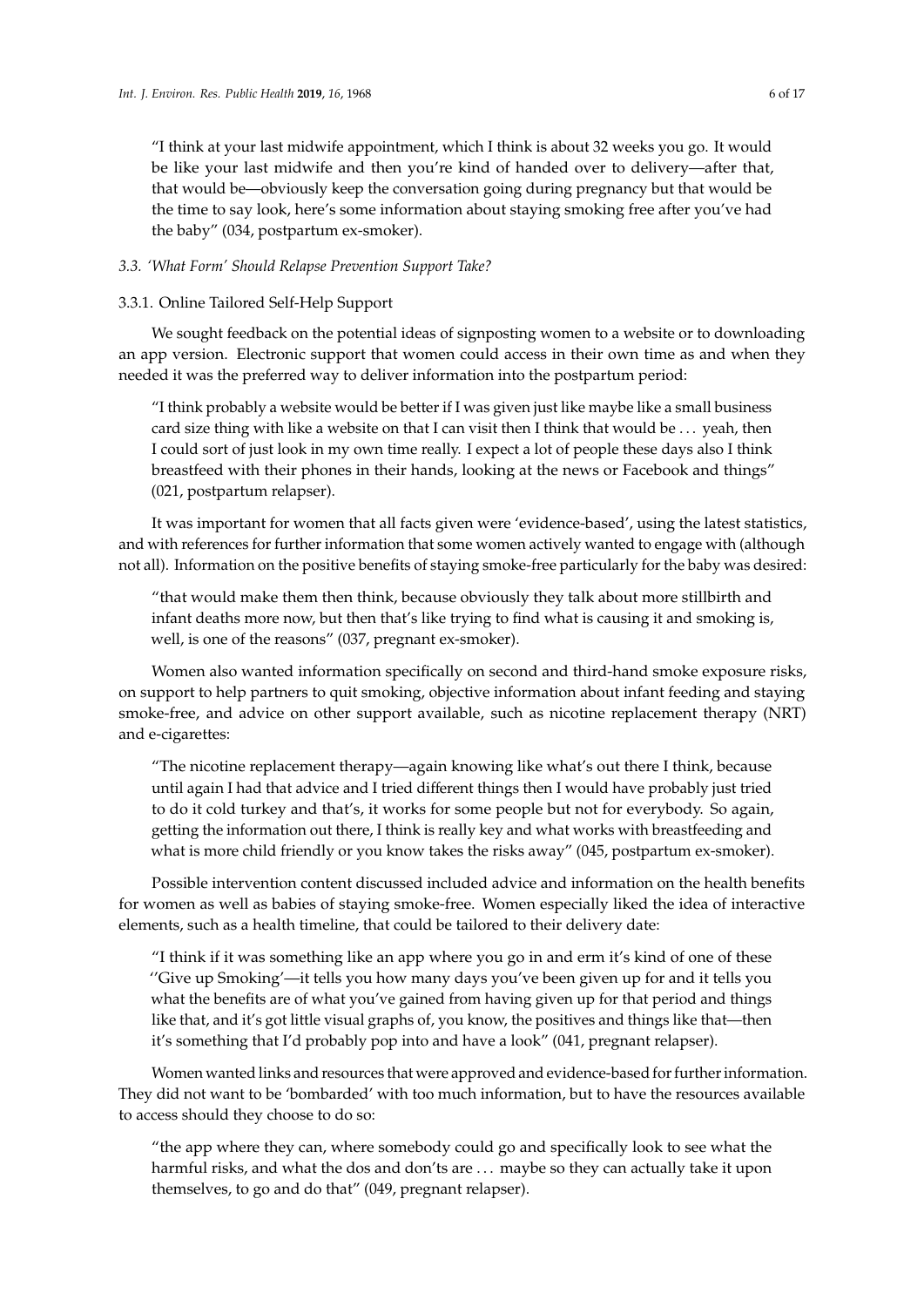> "I think at your last midwife appointment, which I think is about 32 weeks you go. It would be like your last midwife and then you're kind of handed over to delivery—after that, that would be—obviously keep the conversation going during pregnancy but that would be the time to say look, here's some information about staying smoking free after you've had the baby" (034, postpartum ex-smoker).

### *3.3. 'What Form' Should Relapse Prevention Support Take?*

#### 3.3.1. Online Tailored Self-Help Support

We sought feedback on the potential ideas of signposting women to a website or to downloading an app version. Electronic support that women could access in their own time as and when they needed it was the preferred way to deliver information into the postpartum period:

> "I think probably a website would be better if I was given just like maybe like a small business card size thing with like a website on that I can visit then I think that would be ... yeah, then I could sort of just look in my own time really. I expect a lot of people these days also I think breastfeed with their phones in their hands, looking at the news or Facebook and things" (021, postpartum relapser).

It was important for women that all facts given were 'evidence-based', using the latest statistics, and with references for further information that some women actively wanted to engage with (although not all). Information on the positive benefits of staying smoke-free particularly for the baby was desired:

> "that would make them then think, because obviously they talk about more stillbirth and infant deaths more now, but then that's like trying to find what is causing it and smoking is, well, is one of the reasons" (037, pregnant ex-smoker).

Women also wanted information specifically on second and third-hand smoke exposure risks, on support to help partners to quit smoking, objective information about infant feeding and staying smoke-free, and advice on other support available, such as nicotine replacement therapy (NRT) and e-cigarettes:

> "The nicotine replacement therapy—again knowing like what's out there I think, because until again I had that advice and I tried different things then I would have probably just tried to do it cold turkey and that's, it works for some people but not for everybody. So again, getting the information out there, I think is really key and what works with breastfeeding and what is more child friendly or you know takes the risks away" (045, postpartum ex-smoker).

Possible intervention content discussed included advice and information on the health benefits for women as well as babies of staying smoke-free. Women especially liked the idea of interactive elements, such as a health timeline, that could be tailored to their delivery date:

> "I think if it was something like an app where you go in and erm it's kind of one of these ''Give up Smoking'—it tells you how many days you've been given up for and it tells you what the benefits are of what you've gained from having given up for that period and things like that, and it's got little visual graphs of, you know, the positives and things like that—then it's something that I'd probably pop into and have a look" (041, pregnant relapser).

Women wanted links and resources that were approved and evidence-based for further information. They did not want to be 'bombarded' with too much information, but to have the resources available to access should they choose to do so:

> "the app where they can, where somebody could go and specifically look to see what the harmful risks, and what the dos and don'ts are ... maybe so they can actually take it upon themselves, to go and do that" (049, pregnant relapser).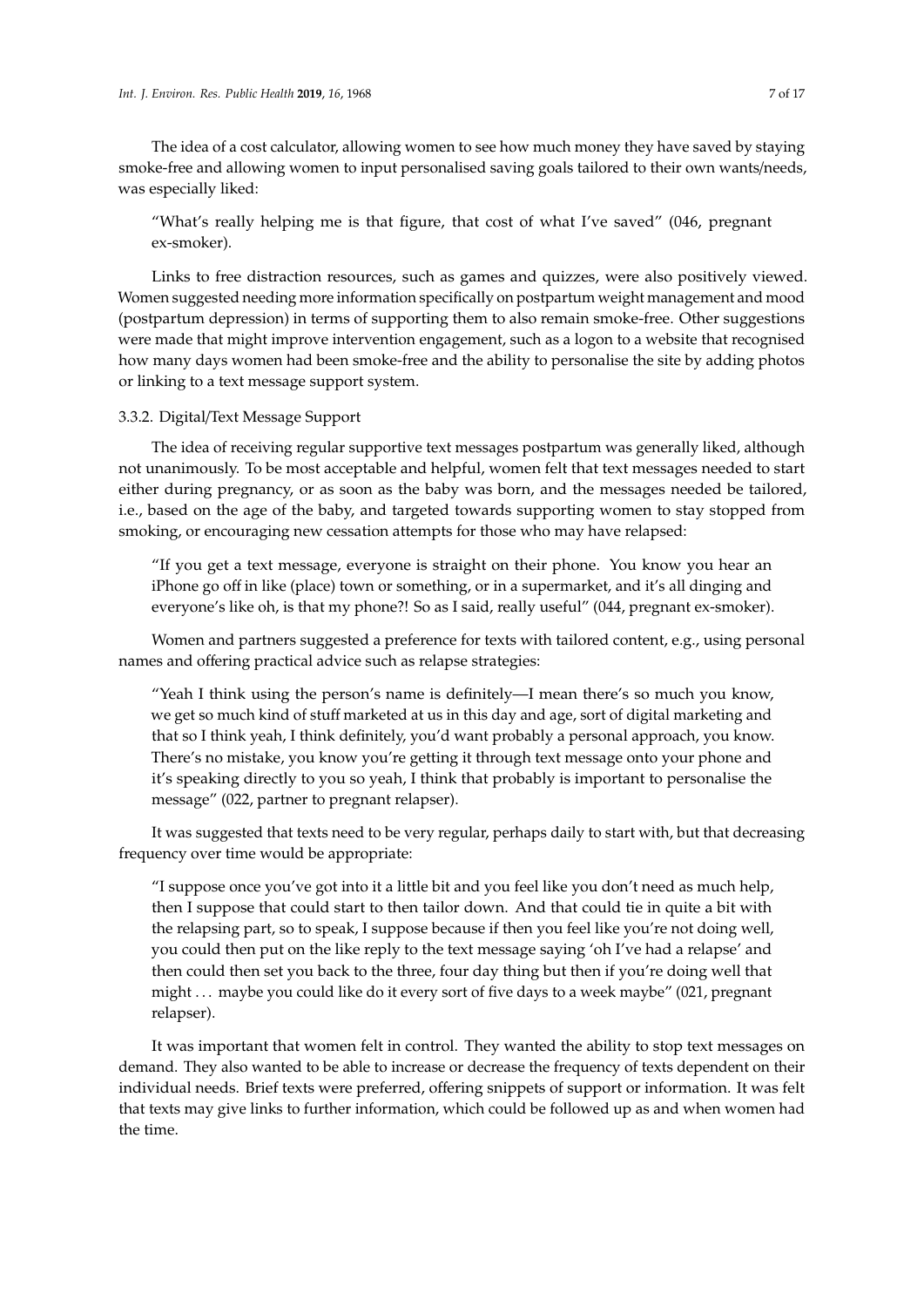The idea of a cost calculator, allowing women to see how much money they have saved by staying smoke-free and allowing women to input personalised saving goals tailored to their own wants/needs, was especially liked:

> "What's really helping me is that figure, that cost of what I've saved" (046, pregnant ex-smoker).

Links to free distraction resources, such as games and quizzes, were also positively viewed. Women suggested needing more information specifically on postpartum weight management and mood (postpartum depression) in terms of supporting them to also remain smoke-free. Other suggestions were made that might improve intervention engagement, such as a logon to a website that recognised how many days women had been smoke-free and the ability to personalise the site by adding photos or linking to a text message support system.

#### 3.3.2. Digital/Text Message Support

The idea of receiving regular supportive text messages postpartum was generally liked, although not unanimously. To be most acceptable and helpful, women felt that text messages needed to start either during pregnancy, or as soon as the baby was born, and the messages needed be tailored, i.e., based on the age of the baby, and targeted towards supporting women to stay stopped from smoking, or encouraging new cessation attempts for those who may have relapsed:

> "If you get a text message, everyone is straight on their phone. You know you hear an iPhone go off in like (place) town or something, or in a supermarket, and it's all dinging and everyone's like oh, is that my phone?! So as I said, really useful" (044, pregnant ex-smoker).

Women and partners suggested a preference for texts with tailored content, e.g., using personal names and offering practical advice such as relapse strategies:

> "Yeah I think using the person's name is definitely—I mean there's so much you know, we get so much kind of stuff marketed at us in this day and age, sort of digital marketing and that so I think yeah, I think definitely, you'd want probably a personal approach, you know. There's no mistake, you know you're getting it through text message onto your phone and it's speaking directly to you so yeah, I think that probably is important to personalise the message" (022, partner to pregnant relapser).

It was suggested that texts need to be very regular, perhaps daily to start with, but that decreasing frequency over time would be appropriate:

> "I suppose once you've got into it a little bit and you feel like you don't need as much help, then I suppose that could start to then tailor down. And that could tie in quite a bit with the relapsing part, so to speak, I suppose because if then you feel like you're not doing well, you could then put on the like reply to the text message saying 'oh I've had a relapse' and then could then set you back to the three, four day thing but then if you're doing well that might ... maybe you could like do it every sort of five days to a week maybe" (021, pregnant relapser).

It was important that women felt in control. They wanted the ability to stop text messages on demand. They also wanted to be able to increase or decrease the frequency of texts dependent on their individual needs. Brief texts were preferred, offering snippets of support or information. It was felt that texts may give links to further information, which could be followed up as and when women had the time.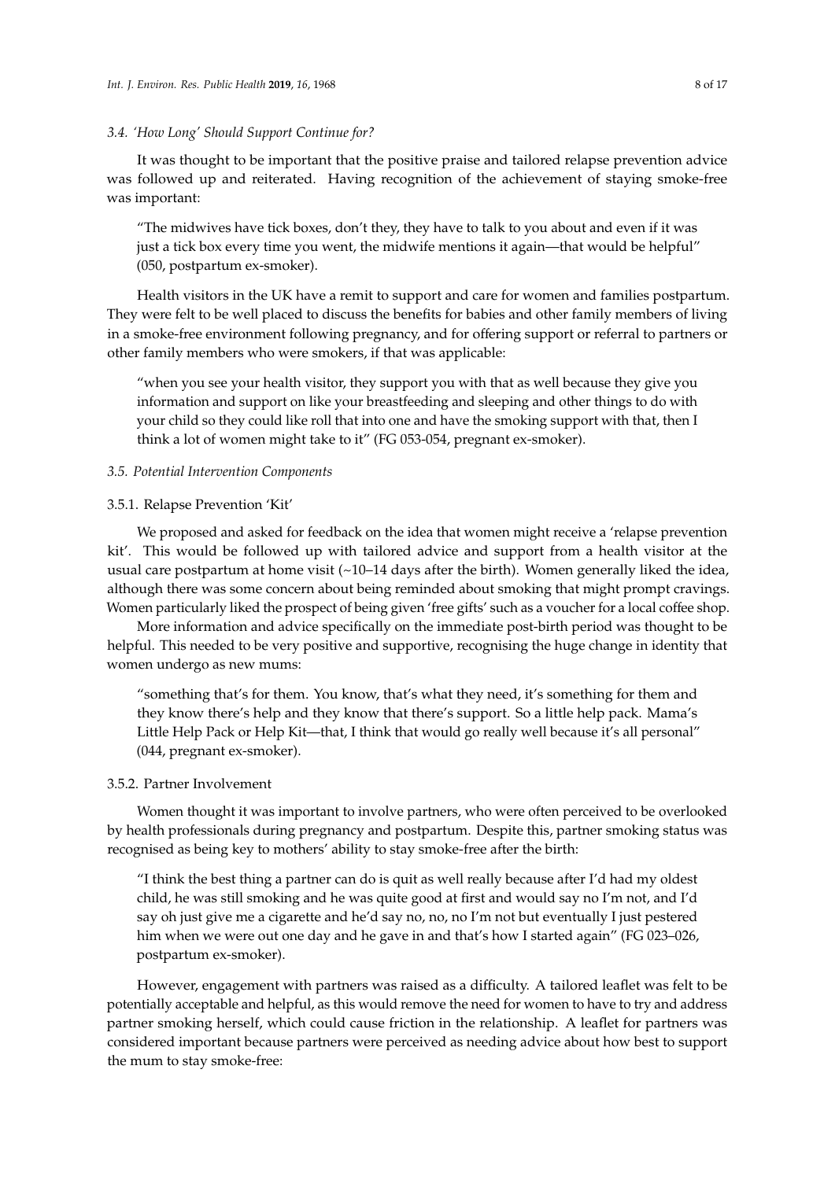### 3.4. 'How Long' Should Support Continue for?

It was thought to be important that the positive praise and tailored relapse prevention advice was followed up and reiterated. Having recognition of the achievement of staying smoke-free was important:

> "The midwives have tick boxes, don't they, they have to talk to you about and even if it was just a tick box every time you went, the midwife mentions it again—that would be helpful" (050, postpartum ex-smoker).

Health visitors in the UK have a remit to support and care for women and families postpartum. They were felt to be well placed to discuss the benefits for babies and other family members of living in a smoke-free environment following pregnancy, and for offering support or referral to partners or other family members who were smokers, if that was applicable:

> "when you see your health visitor, they support you with that as well because they give you information and support on like your breastfeeding and sleeping and other things to do with your child so they could like roll that into one and have the smoking support with that, then I think a lot of women might take to it" (FG 053-054, pregnant ex-smoker).

### 3.5. Potential Intervention Components

#### 3.5.1. Relapse Prevention 'Kit'

We proposed and asked for feedback on the idea that women might receive a 'relapse prevention kit'. This would be followed up with tailored advice and support from a health visitor at the usual care postpartum at home visit (~10–14 days after the birth). Women generally liked the idea, although there was some concern about being reminded about smoking that might prompt cravings. Women particularly liked the prospect of being given 'free gifts' such as a voucher for a local coffee shop.

More information and advice specifically on the immediate post-birth period was thought to be helpful. This needed to be very positive and supportive, recognising the huge change in identity that women undergo as new mums:

> "something that's for them. You know, that's what they need, it's something for them and they know there's help and they know that there's support. So a little help pack. Mama's Little Help Pack or Help Kit—that, I think that would go really well because it's all personal" (044, pregnant ex-smoker).

#### 3.5.2. Partner Involvement

Women thought it was important to involve partners, who were often perceived to be overlooked by health professionals during pregnancy and postpartum. Despite this, partner smoking status was recognised as being key to mothers' ability to stay smoke-free after the birth:

> "I think the best thing a partner can do is quit as well really because after I'd had my oldest child, he was still smoking and he was quite good at first and would say no I'm not, and I'd say oh just give me a cigarette and he'd say no, no, no I'm not but eventually I just pestered him when we were out one day and he gave in and that's how I started again" (FG 023–026, postpartum ex-smoker).

However, engagement with partners was raised as a difficulty. A tailored leaflet was felt to be potentially acceptable and helpful, as this would remove the need for women to have to try and address partner smoking herself, which could cause friction in the relationship. A leaflet for partners was considered important because partners were perceived as needing advice about how best to support the mum to stay smoke-free: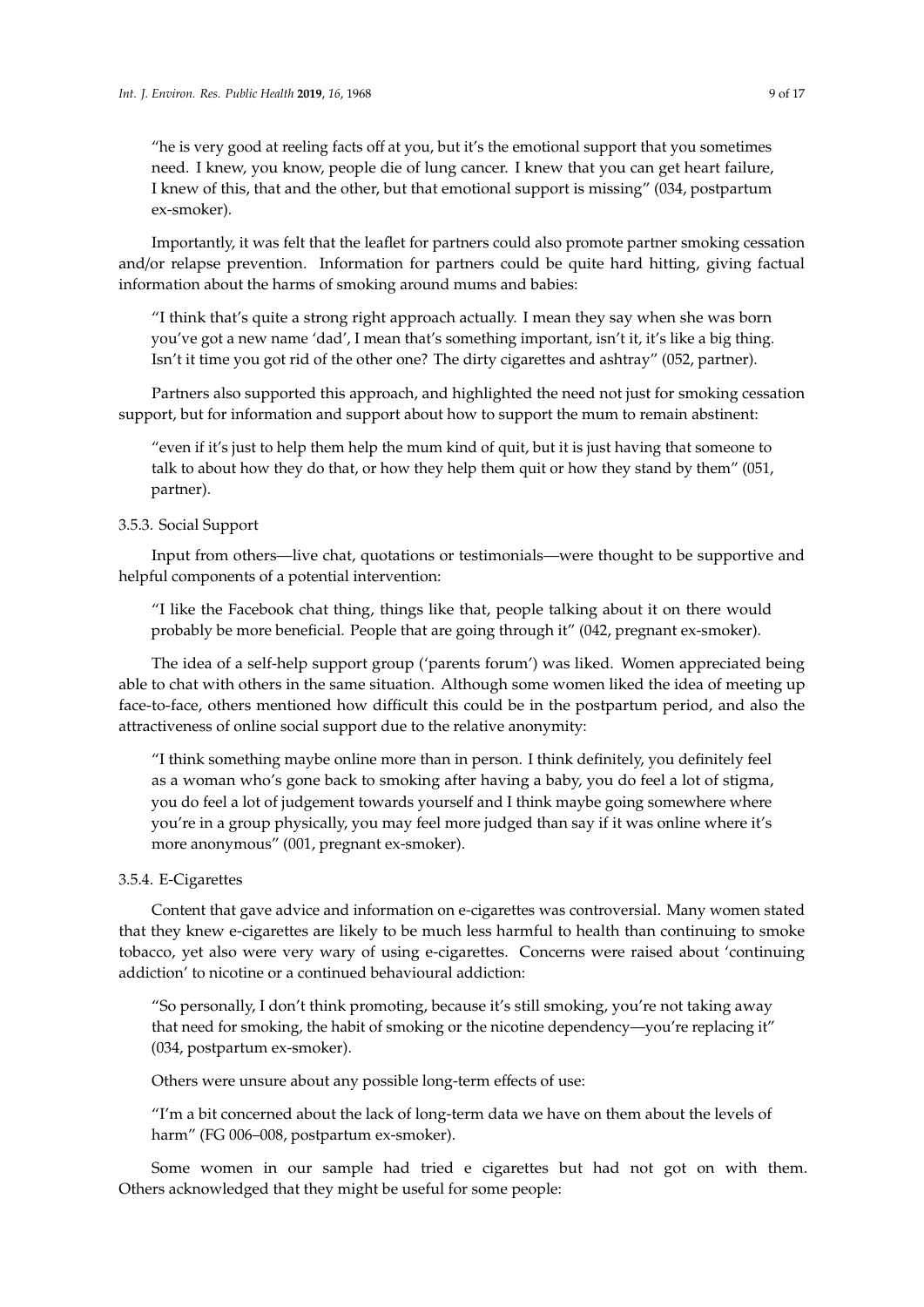"he is very good at reeling facts off at you, but it's the emotional support that you sometimes need. I knew, you know, people die of lung cancer. I knew that you can get heart failure, I knew of this, that and the other, but that emotional support is missing" (034, postpartum ex-smoker).

Importantly, it was felt that the leaflet for partners could also promote partner smoking cessation and/or relapse prevention. Information for partners could be quite hard hitting, giving factual information about the harms of smoking around mums and babies:

"I think that's quite a strong right approach actually. I mean they say when she was born you've got a new name 'dad', I mean that's something important, isn't it, it's like a big thing. Isn't it time you got rid of the other one? The dirty cigarettes and ashtray" (052, partner).

Partners also supported this approach, and highlighted the need not just for smoking cessation support, but for information and support about how to support the mum to remain abstinent:

"even if it's just to help them help the mum kind of quit, but it is just having that someone to talk to about how they do that, or how they help them quit or how they stand by them" (051, partner).

### 3.5.3. Social Support

Input from others—live chat, quotations or testimonials—were thought to be supportive and helpful components of a potential intervention:

"I like the Facebook chat thing, things like that, people talking about it on there would probably be more beneficial. People that are going through it" (042, pregnant ex-smoker).

The idea of a self-help support group ('parents forum') was liked. Women appreciated being able to chat with others in the same situation. Although some women liked the idea of meeting up face-to-face, others mentioned how difficult this could be in the postpartum period, and also the attractiveness of online social support due to the relative anonymity:

"I think something maybe online more than in person. I think definitely, you definitely feel as a woman who's gone back to smoking after having a baby, you do feel a lot of stigma, you do feel a lot of judgement towards yourself and I think maybe going somewhere where you're in a group physically, you may feel more judged than say if it was online where it's more anonymous" (001, pregnant ex-smoker).

### 3.5.4. E-Cigarettes

Content that gave advice and information on e-cigarettes was controversial. Many women stated that they knew e-cigarettes are likely to be much less harmful to health than continuing to smoke tobacco, yet also were very wary of using e-cigarettes. Concerns were raised about 'continuing addiction' to nicotine or a continued behavioural addiction:

"So personally, I don't think promoting, because it's still smoking, you're not taking away that need for smoking, the habit of smoking or the nicotine dependency—you're replacing it" (034, postpartum ex-smoker).

Others were unsure about any possible long-term effects of use:

"I'm a bit concerned about the lack of long-term data we have on them about the levels of harm" (FG 006–008, postpartum ex-smoker).

Some women in our sample had tried e cigarettes but had not got on with them. Others acknowledged that they might be useful for some people: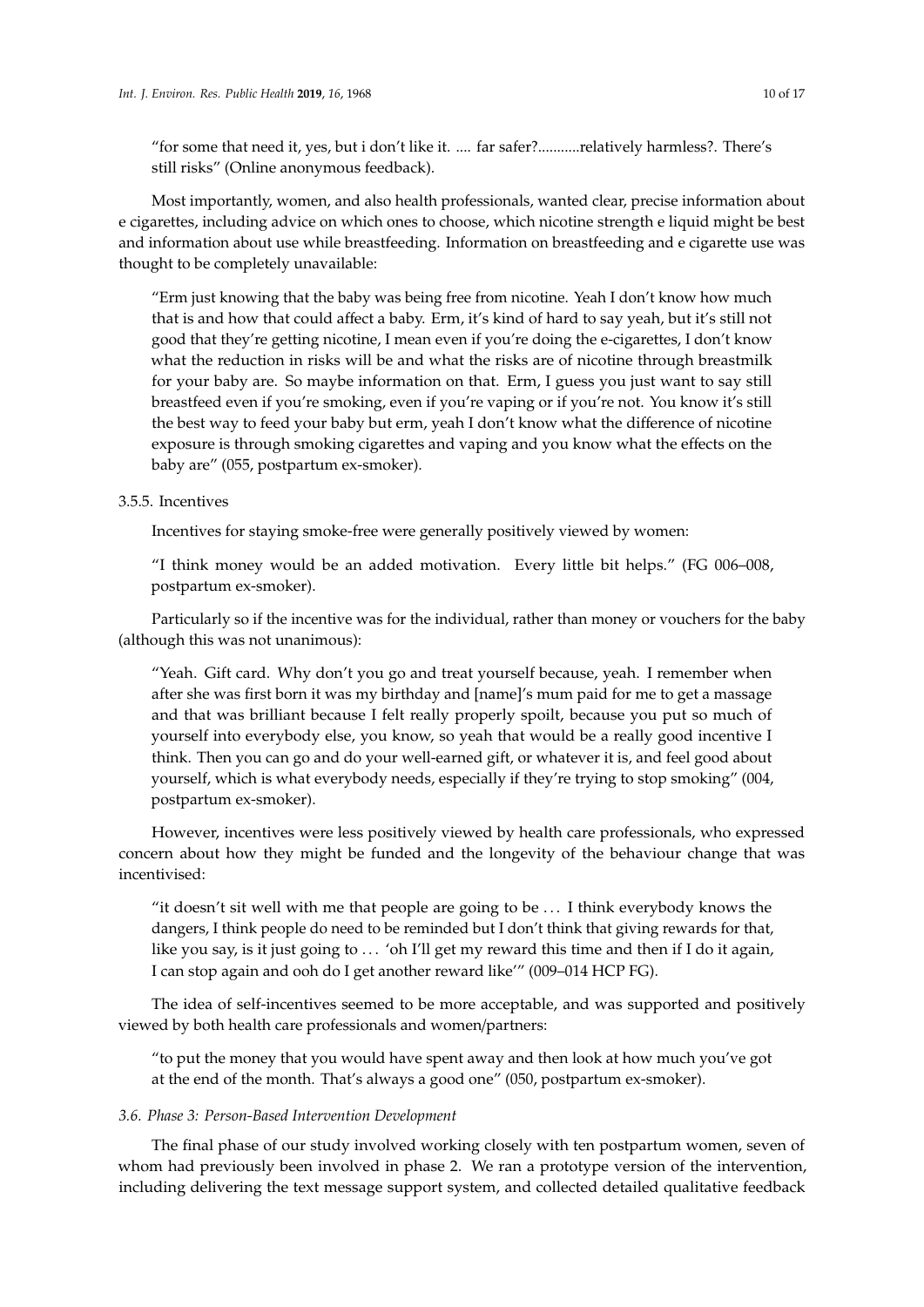"for some that need it, yes, but i don't like it. .... far safer?...........relatively harmless?. There's still risks" (Online anonymous feedback).

Most importantly, women, and also health professionals, wanted clear, precise information about e cigarettes, including advice on which ones to choose, which nicotine strength e liquid might be best and information about use while breastfeeding. Information on breastfeeding and e cigarette use was thought to be completely unavailable:

> "Erm just knowing that the baby was being free from nicotine. Yeah I don't know how much that is and how that could affect a baby. Erm, it's kind of hard to say yeah, but it's still not good that they're getting nicotine, I mean even if you're doing the e-cigarettes, I don't know what the reduction in risks will be and what the risks are of nicotine through breastmilk for your baby are. So maybe information on that. Erm, I guess you just want to say still breastfeed even if you're smoking, even if you're vaping or if you're not. You know it's still the best way to feed your baby but erm, yeah I don't know what the difference of nicotine exposure is through smoking cigarettes and vaping and you know what the effects on the baby are" (055, postpartum ex-smoker).

#### 3.5.5. Incentives

Incentives for staying smoke-free were generally positively viewed by women:

> "I think money would be an added motivation. Every little bit helps." (FG 006–008, postpartum ex-smoker).

Particularly so if the incentive was for the individual, rather than money or vouchers for the baby (although this was not unanimous):

> "Yeah. Gift card. Why don't you go and treat yourself because, yeah. I remember when after she was first born it was my birthday and [name]'s mum paid for me to get a massage and that was brilliant because I felt really properly spoilt, because you put so much of yourself into everybody else, you know, so yeah that would be a really good incentive I think. Then you can go and do your well-earned gift, or whatever it is, and feel good about yourself, which is what everybody needs, especially if they're trying to stop smoking" (004, postpartum ex-smoker).

However, incentives were less positively viewed by health care professionals, who expressed concern about how they might be funded and the longevity of the behaviour change that was incentivised:

> "it doesn't sit well with me that people are going to be … I think everybody knows the dangers, I think people do need to be reminded but I don't think that giving rewards for that, like you say, is it just going to … 'oh I'll get my reward this time and then if I do it again, I can stop again and ooh do I get another reward like'" (009–014 HCP FG).

The idea of self-incentives seemed to be more acceptable, and was supported and positively viewed by both health care professionals and women/partners:

> "to put the money that you would have spent away and then look at how much you've got at the end of the month. That's always a good one" (050, postpartum ex-smoker).

### *3.6. Phase 3: Person-Based Intervention Development*

The final phase of our study involved working closely with ten postpartum women, seven of whom had previously been involved in phase 2. We ran a prototype version of the intervention, including delivering the text message support system, and collected detailed qualitative feedback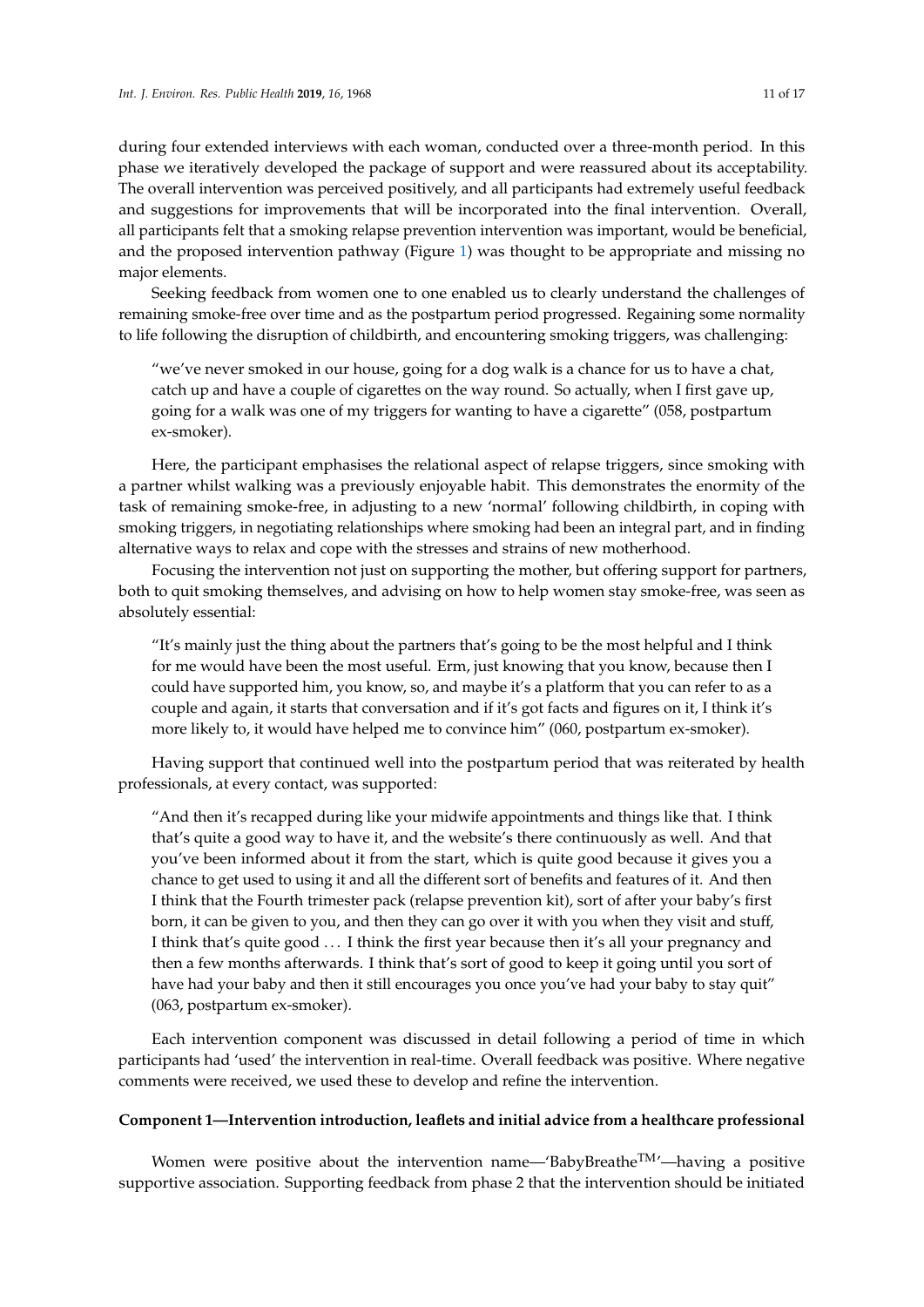during four extended interviews with each woman, conducted over a three-month period. In this phase we iteratively developed the package of support and were reassured about its acceptability. The overall intervention was perceived positively, and all participants had extremely useful feedback and suggestions for improvements that will be incorporated into the final intervention. Overall, all participants felt that a smoking relapse prevention intervention was important, would be beneficial, and the proposed intervention pathway (Figure 1) was thought to be appropriate and missing no major elements.

Seeking feedback from women one to one enabled us to clearly understand the challenges of remaining smoke-free over time and as the postpartum period progressed. Regaining some normality to life following the disruption of childbirth, and encountering smoking triggers, was challenging:

> "we've never smoked in our house, going for a dog walk is a chance for us to have a chat, catch up and have a couple of cigarettes on the way round. So actually, when I first gave up, going for a walk was one of my triggers for wanting to have a cigarette" (058, postpartum ex-smoker).

Here, the participant emphasises the relational aspect of relapse triggers, since smoking with a partner whilst walking was a previously enjoyable habit. This demonstrates the enormity of the task of remaining smoke-free, in adjusting to a new 'normal' following childbirth, in coping with smoking triggers, in negotiating relationships where smoking had been an integral part, and in finding alternative ways to relax and cope with the stresses and strains of new motherhood.

Focusing the intervention not just on supporting the mother, but offering support for partners, both to quit smoking themselves, and advising on how to help women stay smoke-free, was seen as absolutely essential:

> "It's mainly just the thing about the partners that's going to be the most helpful and I think for me would have been the most useful. Erm, just knowing that you know, because then I could have supported him, you know, so, and maybe it's a platform that you can refer to as a couple and again, it starts that conversation and if it's got facts and figures on it, I think it's more likely to, it would have helped me to convince him" (060, postpartum ex-smoker).

Having support that continued well into the postpartum period that was reiterated by health professionals, at every contact, was supported:

> "And then it's recapped during like your midwife appointments and things like that. I think that's quite a good way to have it, and the website's there continuously as well. And that you've been informed about it from the start, which is quite good because it gives you a chance to get used to using it and all the different sort of benefits and features of it. And then I think that the Fourth trimester pack (relapse prevention kit), sort of after your baby's first born, it can be given to you, and then they can go over it with you when they visit and stuff, I think that's quite good ... I think the first year because then it's all your pregnancy and then a few months afterwards. I think that's sort of good to keep it going until you sort of have had your baby and then it still encourages you once you've had your baby to stay quit" (063, postpartum ex-smoker).

Each intervention component was discussed in detail following a period of time in which participants had 'used' the intervention in real-time. Overall feedback was positive. Where negative comments were received, we used these to develop and refine the intervention.

**Component 1—Intervention introduction, leaflets and initial advice from a healthcare professional**

Women were positive about the intervention name—'BabyBreathe™'—having a positive supportive association. Supporting feedback from phase 2 that the intervention should be initiated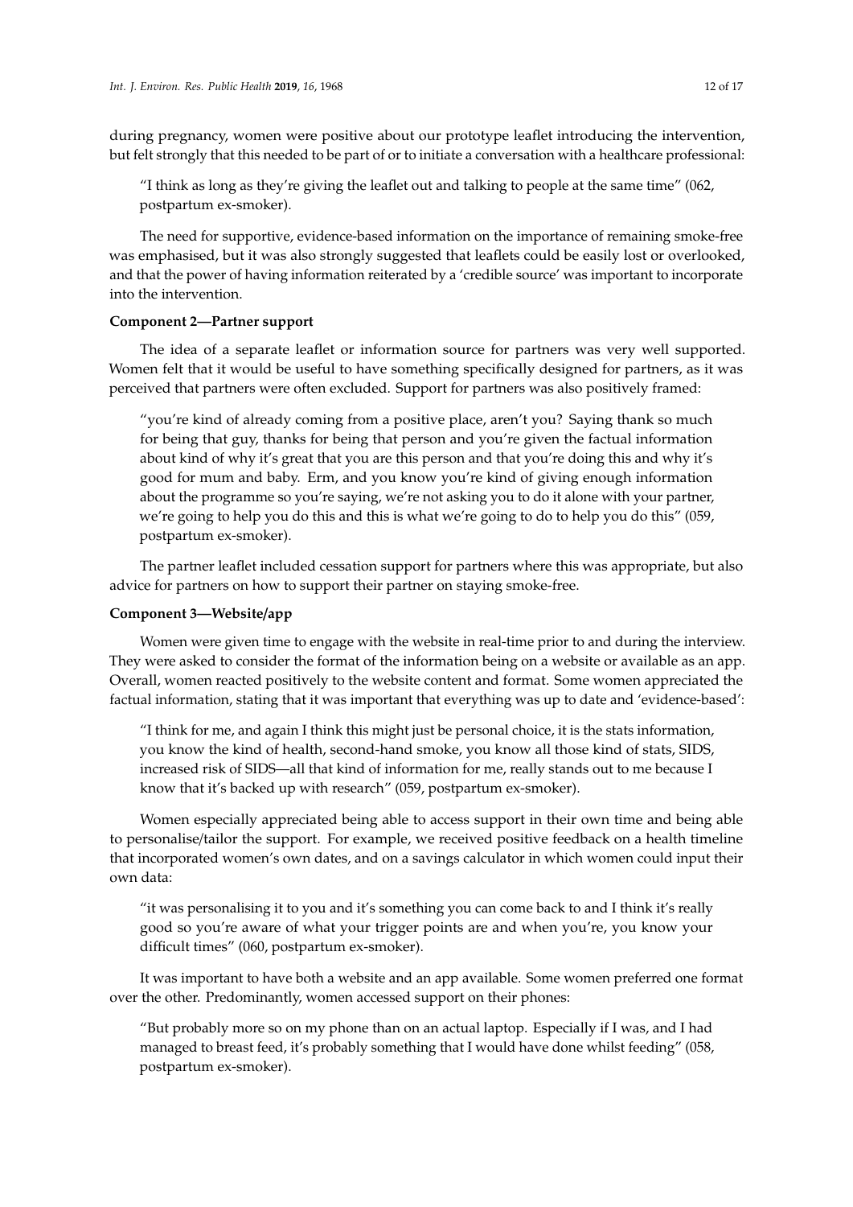during pregnancy, women were positive about our prototype leaflet introducing the intervention, but felt strongly that this needed to be part of or to initiate a conversation with a healthcare professional:

> "I think as long as they're giving the leaflet out and talking to people at the same time" (062, postpartum ex-smoker).

The need for supportive, evidence-based information on the importance of remaining smoke-free was emphasised, but it was also strongly suggested that leaflets could be easily lost or overlooked, and that the power of having information reiterated by a 'credible source' was important to incorporate into the intervention.

**Component 2—Partner support**

The idea of a separate leaflet or information source for partners was very well supported. Women felt that it would be useful to have something specifically designed for partners, as it was perceived that partners were often excluded. Support for partners was also positively framed:

> "you're kind of already coming from a positive place, aren't you? Saying thank so much for being that guy, thanks for being that person and you're given the factual information about kind of why it's great that you are this person and that you're doing this and why it's good for mum and baby. Erm, and you know you're kind of giving enough information about the programme so you're saying, we're not asking you to do it alone with your partner, we're going to help you do this and this is what we're going to do to help you do this" (059, postpartum ex-smoker).

The partner leaflet included cessation support for partners where this was appropriate, but also advice for partners on how to support their partner on staying smoke-free.

**Component 3—Website/app**

Women were given time to engage with the website in real-time prior to and during the interview. They were asked to consider the format of the information being on a website or available as an app. Overall, women reacted positively to the website content and format. Some women appreciated the factual information, stating that it was important that everything was up to date and 'evidence-based':

> "I think for me, and again I think this might just be personal choice, it is the stats information, you know the kind of health, second-hand smoke, you know all those kind of stats, SIDS, increased risk of SIDS—all that kind of information for me, really stands out to me because I know that it's backed up with research" (059, postpartum ex-smoker).

Women especially appreciated being able to access support in their own time and being able to personalise/tailor the support. For example, we received positive feedback on a health timeline that incorporated women's own dates, and on a savings calculator in which women could input their own data:

> "it was personalising it to you and it's something you can come back to and I think it's really good so you're aware of what your trigger points are and when you're, you know your difficult times" (060, postpartum ex-smoker).

It was important to have both a website and an app available. Some women preferred one format over the other. Predominantly, women accessed support on their phones:

> "But probably more so on my phone than on an actual laptop. Especially if I was, and I had managed to breast feed, it's probably something that I would have done whilst feeding" (058, postpartum ex-smoker).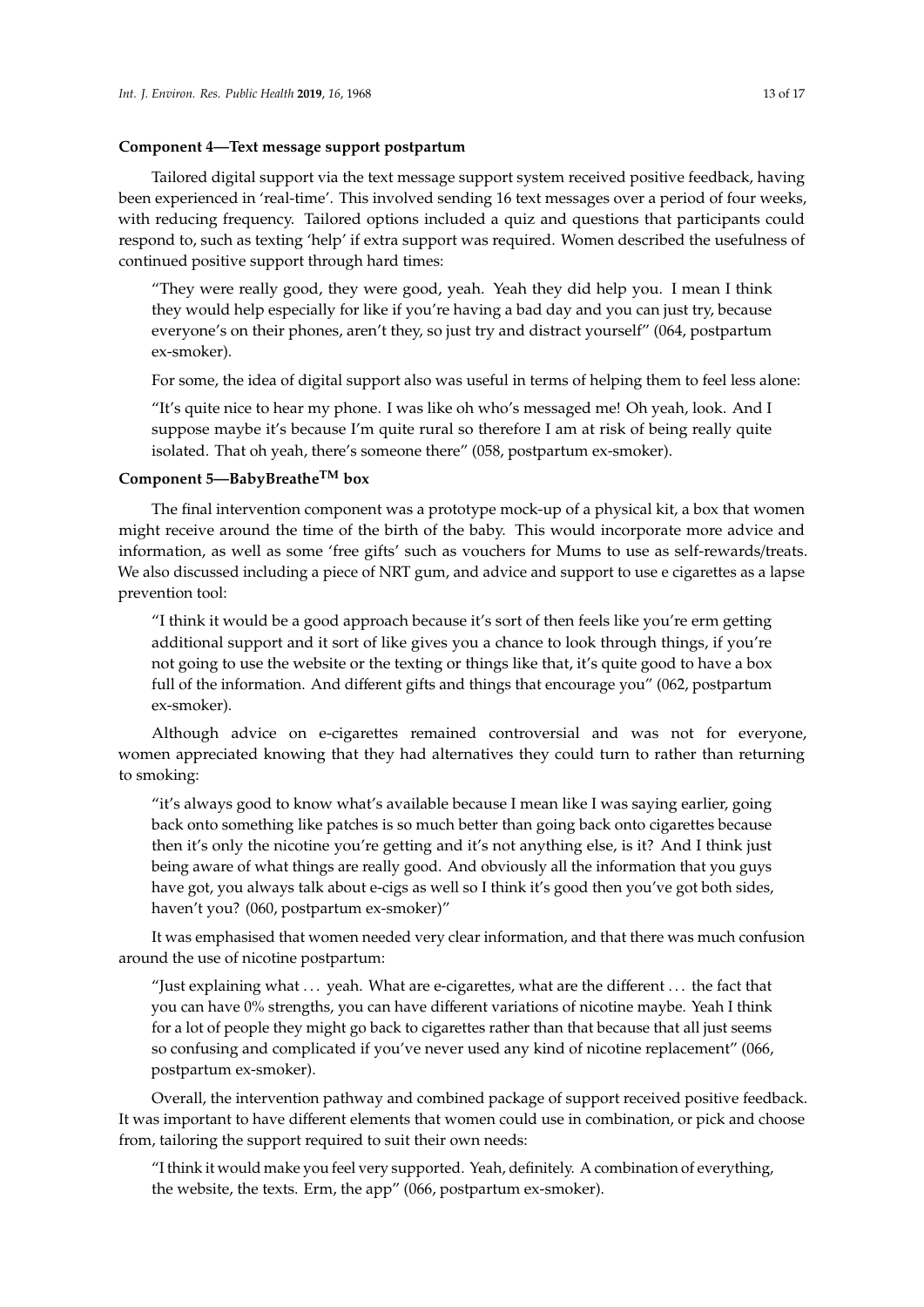**Component 4—Text message support postpartum**

Tailored digital support via the text message support system received positive feedback, having been experienced in 'real-time'. This involved sending 16 text messages over a period of four weeks, with reducing frequency. Tailored options included a quiz and questions that participants could respond to, such as texting 'help' if extra support was required. Women described the usefulness of continued positive support through hard times:

> "They were really good, they were good, yeah. Yeah they did help you. I mean I think they would help especially for like if you're having a bad day and you can just try, because everyone's on their phones, aren't they, so just try and distract yourself" (064, postpartum ex-smoker).

For some, the idea of digital support also was useful in terms of helping them to feel less alone:

> "It's quite nice to hear my phone. I was like oh who's messaged me! Oh yeah, look. And I suppose maybe it's because I'm quite rural so therefore I am at risk of being really quite isolated. That oh yeah, there's someone there" (058, postpartum ex-smoker).

**Component 5—BabyBreathe™ box**

The final intervention component was a prototype mock-up of a physical kit, a box that women might receive around the time of the birth of the baby. This would incorporate more advice and information, as well as some 'free gifts' such as vouchers for Mums to use as self-rewards/treats. We also discussed including a piece of NRT gum, and advice and support to use e cigarettes as a lapse prevention tool:

> "I think it would be a good approach because it's sort of then feels like you're erm getting additional support and it sort of like gives you a chance to look through things, if you're not going to use the website or the texting or things like that, it's quite good to have a box full of the information. And different gifts and things that encourage you" (062, postpartum ex-smoker).

Although advice on e-cigarettes remained controversial and was not for everyone, women appreciated knowing that they had alternatives they could turn to rather than returning to smoking:

> "it's always good to know what's available because I mean like I was saying earlier, going back onto something like patches is so much better than going back onto cigarettes because then it's only the nicotine you're getting and it's not anything else, is it? And I think just being aware of what things are really good. And obviously all the information that you guys have got, you always talk about e-cigs as well so I think it's good then you've got both sides, haven't you? (060, postpartum ex-smoker)"

It was emphasised that women needed very clear information, and that there was much confusion around the use of nicotine postpartum:

> "Just explaining what ... yeah. What are e-cigarettes, what are the different ... the fact that you can have 0% strengths, you can have different variations of nicotine maybe. Yeah I think for a lot of people they might go back to cigarettes rather than that because that all just seems so confusing and complicated if you've never used any kind of nicotine replacement" (066, postpartum ex-smoker).

Overall, the intervention pathway and combined package of support received positive feedback. It was important to have different elements that women could use in combination, or pick and choose from, tailoring the support required to suit their own needs:

> "I think it would make you feel very supported. Yeah, definitely. A combination of everything, the website, the texts. Erm, the app" (066, postpartum ex-smoker).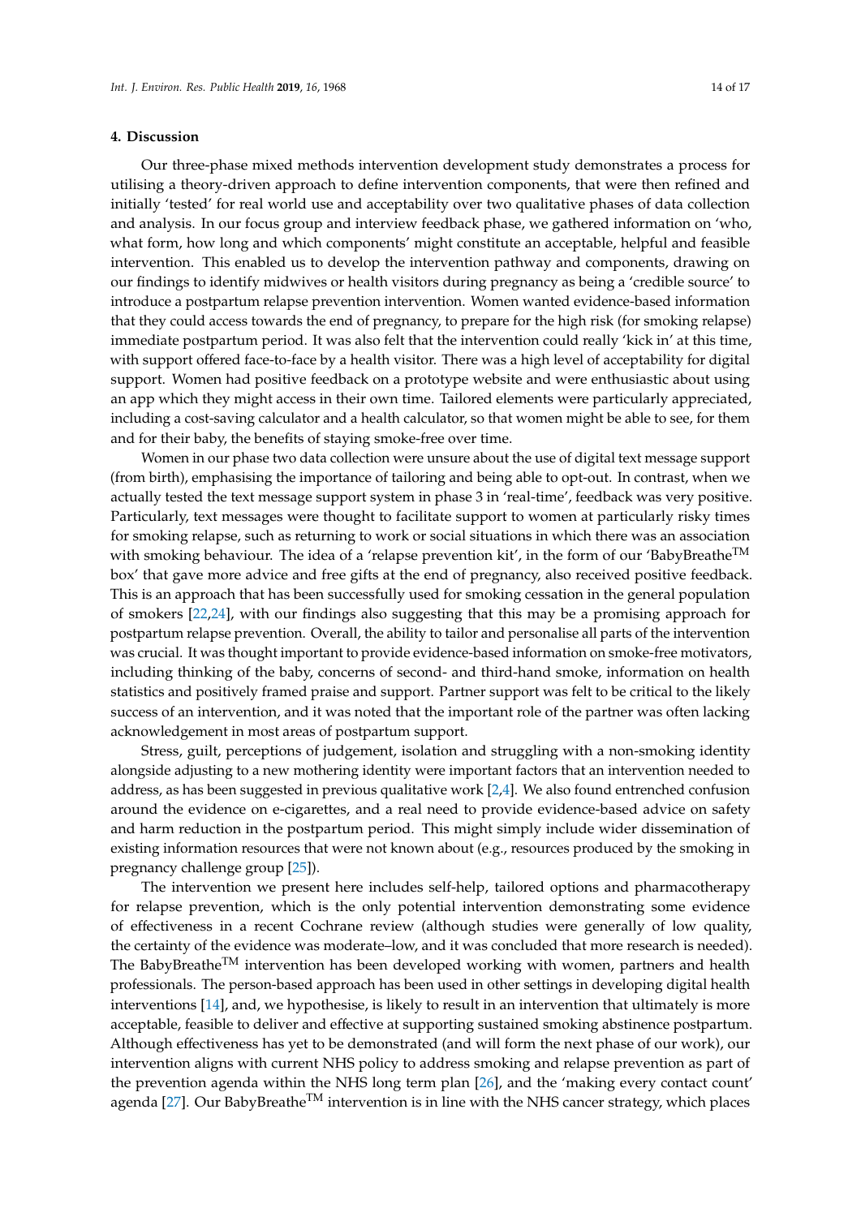## 4. Discussion

Our three-phase mixed methods intervention development study demonstrates a process for utilising a theory-driven approach to define intervention components, that were then refined and initially 'tested' for real world use and acceptability over two qualitative phases of data collection and analysis. In our focus group and interview feedback phase, we gathered information on 'who, what form, how long and which components' might constitute an acceptable, helpful and feasible intervention. This enabled us to develop the intervention pathway and components, drawing on our findings to identify midwives or health visitors during pregnancy as being a 'credible source' to introduce a postpartum relapse prevention intervention. Women wanted evidence-based information that they could access towards the end of pregnancy, to prepare for the high risk (for smoking relapse) immediate postpartum period. It was also felt that the intervention could really 'kick in' at this time, with support offered face-to-face by a health visitor. There was a high level of acceptability for digital support. Women had positive feedback on a prototype website and were enthusiastic about using an app which they might access in their own time. Tailored elements were particularly appreciated, including a cost-saving calculator and a health calculator, so that women might be able to see, for them and for their baby, the benefits of staying smoke-free over time.

Women in our phase two data collection were unsure about the use of digital text message support (from birth), emphasising the importance of tailoring and being able to opt-out. In contrast, when we actually tested the text message support system in phase 3 in 'real-time', feedback was very positive. Particularly, text messages were thought to facilitate support to women at particularly risky times for smoking relapse, such as returning to work or social situations in which there was an association with smoking behaviour. The idea of a 'relapse prevention kit', in the form of our 'BabyBreathe™ box' that gave more advice and free gifts at the end of pregnancy, also received positive feedback. This is an approach that has been successfully used for smoking cessation in the general population of smokers [22,24], with our findings also suggesting that this may be a promising approach for postpartum relapse prevention. Overall, the ability to tailor and personalise all parts of the intervention was crucial. It was thought important to provide evidence-based information on smoke-free motivators, including thinking of the baby, concerns of second- and third-hand smoke, information on health statistics and positively framed praise and support. Partner support was felt to be critical to the likely success of an intervention, and it was noted that the important role of the partner was often lacking acknowledgement in most areas of postpartum support.

Stress, guilt, perceptions of judgement, isolation and struggling with a non-smoking identity alongside adjusting to a new mothering identity were important factors that an intervention needed to address, as has been suggested in previous qualitative work [2,4]. We also found entrenched confusion around the evidence on e-cigarettes, and a real need to provide evidence-based advice on safety and harm reduction in the postpartum period. This might simply include wider dissemination of existing information resources that were not known about (e.g., resources produced by the smoking in pregnancy challenge group [25]).

The intervention we present here includes self-help, tailored options and pharmacotherapy for relapse prevention, which is the only potential intervention demonstrating some evidence of effectiveness in a recent Cochrane review (although studies were generally of low quality, the certainty of the evidence was moderate–low, and it was concluded that more research is needed). The BabyBreathe™ intervention has been developed working with women, partners and health professionals. The person-based approach has been used in other settings in developing digital health interventions [14], and, we hypothesise, is likely to result in an intervention that ultimately is more acceptable, feasible to deliver and effective at supporting sustained smoking abstinence postpartum. Although effectiveness has yet to be demonstrated (and will form the next phase of our work), our intervention aligns with current NHS policy to address smoking and relapse prevention as part of the prevention agenda within the NHS long term plan [26], and the 'making every contact count' agenda [27]. Our BabyBreathe™ intervention is in line with the NHS cancer strategy, which places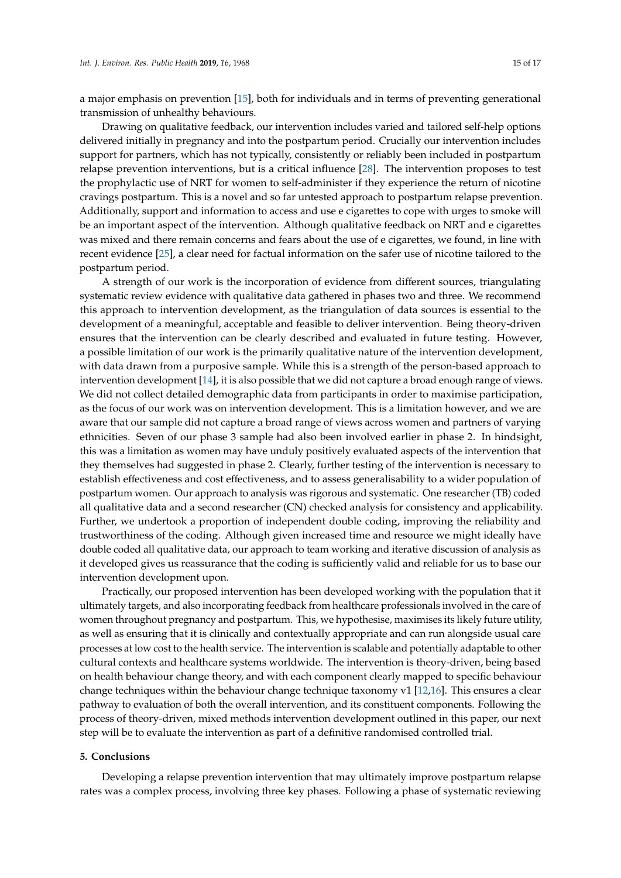a major emphasis on prevention [15], both for individuals and in terms of preventing generational transmission of unhealthy behaviours.

Drawing on qualitative feedback, our intervention includes varied and tailored self-help options delivered initially in pregnancy and into the postpartum period. Crucially our intervention includes support for partners, which has not typically, consistently or reliably been included in postpartum relapse prevention interventions, but is a critical influence [28]. The intervention proposes to test the prophylactic use of NRT for women to self-administer if they experience the return of nicotine cravings postpartum. This is a novel and so far untested approach to postpartum relapse prevention. Additionally, support and information to access and use e cigarettes to cope with urges to smoke will be an important aspect of the intervention. Although qualitative feedback on NRT and e cigarettes was mixed and there remain concerns and fears about the use of e cigarettes, we found, in line with recent evidence [25], a clear need for factual information on the safer use of nicotine tailored to the postpartum period.

A strength of our work is the incorporation of evidence from different sources, triangulating systematic review evidence with qualitative data gathered in phases two and three. We recommend this approach to intervention development, as the triangulation of data sources is essential to the development of a meaningful, acceptable and feasible to deliver intervention. Being theory-driven ensures that the intervention can be clearly described and evaluated in future testing. However, a possible limitation of our work is the primarily qualitative nature of the intervention development, with data drawn from a purposive sample. While this is a strength of the person-based approach to intervention development [14], it is also possible that we did not capture a broad enough range of views. We did not collect detailed demographic data from participants in order to maximise participation, as the focus of our work was on intervention development. This is a limitation however, and we are aware that our sample did not capture a broad range of views across women and partners of varying ethnicities. Seven of our phase 3 sample had also been involved earlier in phase 2. In hindsight, this was a limitation as women may have unduly positively evaluated aspects of the intervention that they themselves had suggested in phase 2. Clearly, further testing of the intervention is necessary to establish effectiveness and cost effectiveness, and to assess generalisability to a wider population of postpartum women. Our approach to analysis was rigorous and systematic. One researcher (TB) coded all qualitative data and a second researcher (CN) checked analysis for consistency and applicability. Further, we undertook a proportion of independent double coding, improving the reliability and trustworthiness of the coding. Although given increased time and resource we might ideally have double coded all qualitative data, our approach to team working and iterative discussion of analysis as it developed gives us reassurance that the coding is sufficiently valid and reliable for us to base our intervention development upon.

Practically, our proposed intervention has been developed working with the population that it ultimately targets, and also incorporating feedback from healthcare professionals involved in the care of women throughout pregnancy and postpartum. This, we hypothesise, maximises its likely future utility, as well as ensuring that it is clinically and contextually appropriate and can run alongside usual care processes at low cost to the health service. The intervention is scalable and potentially adaptable to other cultural contexts and healthcare systems worldwide. The intervention is theory-driven, being based on health behaviour change theory, and with each component clearly mapped to specific behaviour change techniques within the behaviour change technique taxonomy v1 [12,16]. This ensures a clear pathway to evaluation of both the overall intervention, and its constituent components. Following the process of theory-driven, mixed methods intervention development outlined in this paper, our next step will be to evaluate the intervention as part of a definitive randomised controlled trial.

## 5. Conclusions

Developing a relapse prevention intervention that may ultimately improve postpartum relapse rates was a complex process, involving three key phases. Following a phase of systematic reviewing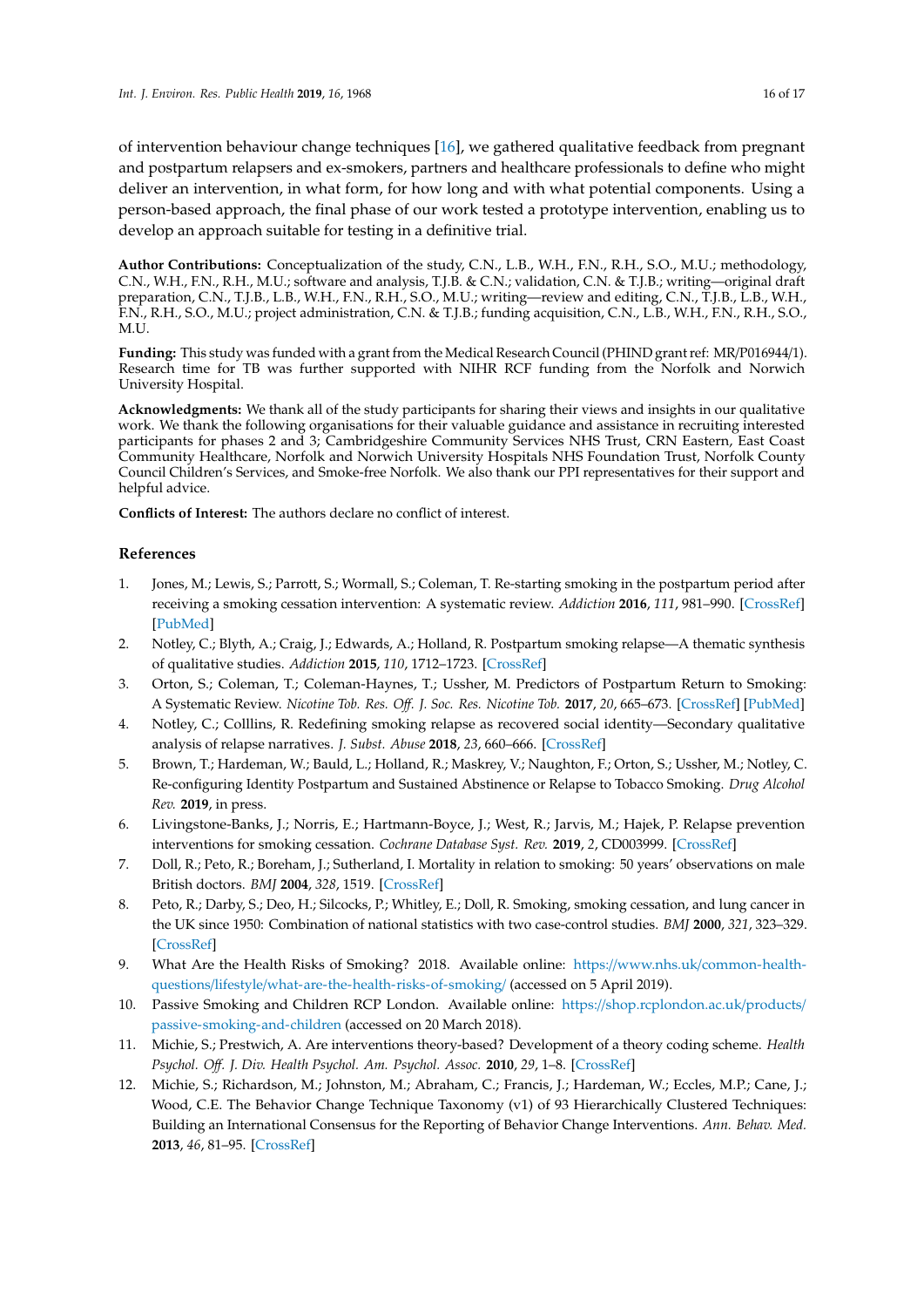of intervention behaviour change techniques [16], we gathered qualitative feedback from pregnant and postpartum relapsers and ex-smokers, partners and healthcare professionals to define who might deliver an intervention, in what form, for how long and with what potential components. Using a person-based approach, the final phase of our work tested a prototype intervention, enabling us to develop an approach suitable for testing in a definitive trial.

**Author Contributions:** Conceptualization of the study, C.N., L.B., W.H., F.N., R.H., S.O., M.U.; methodology, C.N., W.H., F.N., R.H., M.U.; software and analysis, T.J.B. & C.N.; validation, C.N. & T.J.B.; writing—original draft preparation, C.N., T.J.B., L.B., W.H., F.N., R.H., S.O., M.U.; writing—review and editing, C.N., T.J.B., L.B., W.H., F.N., R.H., S.O., M.U.; project administration, C.N. & T.J.B.; funding acquisition, C.N., L.B., W.H., F.N., R.H., S.O., M.U.

**Funding:** This study was funded with a grant from the Medical Research Council (PHIND grant ref: MR/P016944/1). Research time for TB was further supported with NIHR RCF funding from the Norfolk and Norwich University Hospital.

**Acknowledgments:** We thank all of the study participants for sharing their views and insights in our qualitative work. We thank the following organisations for their valuable guidance and assistance in recruiting interested participants for phases 2 and 3; Cambridgeshire Community Services NHS Trust, CRN Eastern, East Coast Community Healthcare, Norfolk and Norwich University Hospitals NHS Foundation Trust, Norfolk County Council Children's Services, and Smoke-free Norfolk. We also thank our PPI representatives for their support and helpful advice.

**Conflicts of Interest:** The authors declare no conflict of interest.

## References

1. Jones, M.; Lewis, S.; Parrott, S.; Wormall, S.; Coleman, T. Re-starting smoking in the postpartum period after receiving a smoking cessation intervention: A systematic review. *Addiction* **2016**, *111*, 981–990. [CrossRef] [PubMed]
2. Notley, C.; Blyth, A.; Craig, J.; Edwards, A.; Holland, R. Postpartum smoking relapse—A thematic synthesis of qualitative studies. *Addiction* **2015**, *110*, 1712–1723. [CrossRef]
3. Orton, S.; Coleman, T.; Coleman-Haynes, T.; Ussher, M. Predictors of Postpartum Return to Smoking: A Systematic Review. *Nicotine Tob. Res. Off. J. Soc. Res. Nicotine Tob.* **2017**, *20*, 665–673. [CrossRef] [PubMed]
4. Notley, C.; Colllins, R. Redefining smoking relapse as recovered social identity—Secondary qualitative analysis of relapse narratives. *J. Subst. Abuse* **2018**, *23*, 660–666. [CrossRef]
5. Brown, T.; Hardeman, W.; Bauld, L.; Holland, R.; Maskrey, V.; Naughton, F.; Orton, S.; Ussher, M.; Notley, C. Re-configuring Identity Postpartum and Sustained Abstinence or Relapse to Tobacco Smoking. *Drug Alcohol Rev.* **2019**, in press.
6. Livingstone-Banks, J.; Norris, E.; Hartmann-Boyce, J.; West, R.; Jarvis, M.; Hajek, P. Relapse prevention interventions for smoking cessation. *Cochrane Database Syst. Rev.* **2019**, *2*, CD003999. [CrossRef]
7. Doll, R.; Peto, R.; Boreham, J.; Sutherland, I. Mortality in relation to smoking: 50 years' observations on male British doctors. *BMJ* **2004**, *328*, 1519. [CrossRef]
8. Peto, R.; Darby, S.; Deo, H.; Silcocks, P.; Whitley, E.; Doll, R. Smoking, smoking cessation, and lung cancer in the UK since 1950: Combination of national statistics with two case-control studies. *BMJ* **2000**, *321*, 323–329. [CrossRef]
9. What Are the Health Risks of Smoking? 2018. Available online: https://www.nhs.uk/common-health-questions/lifestyle/what-are-the-health-risks-of-smoking/ (accessed on 5 April 2019).
10. Passive Smoking and Children RCP London. Available online: https://shop.rcplondon.ac.uk/products/passive-smoking-and-children (accessed on 20 March 2018).
11. Michie, S.; Prestwich, A. Are interventions theory-based? Development of a theory coding scheme. *Health Psychol. Off. J. Div. Health Psychol. Am. Psychol. Assoc.* **2010**, *29*, 1–8. [CrossRef]
12. Michie, S.; Richardson, M.; Johnston, M.; Abraham, C.; Francis, J.; Hardeman, W.; Eccles, M.P.; Cane, J.; Wood, C.E. The Behavior Change Technique Taxonomy (v1) of 93 Hierarchically Clustered Techniques: Building an International Consensus for the Reporting of Behavior Change Interventions. *Ann. Behav. Med.* **2013**, *46*, 81–95. [CrossRef]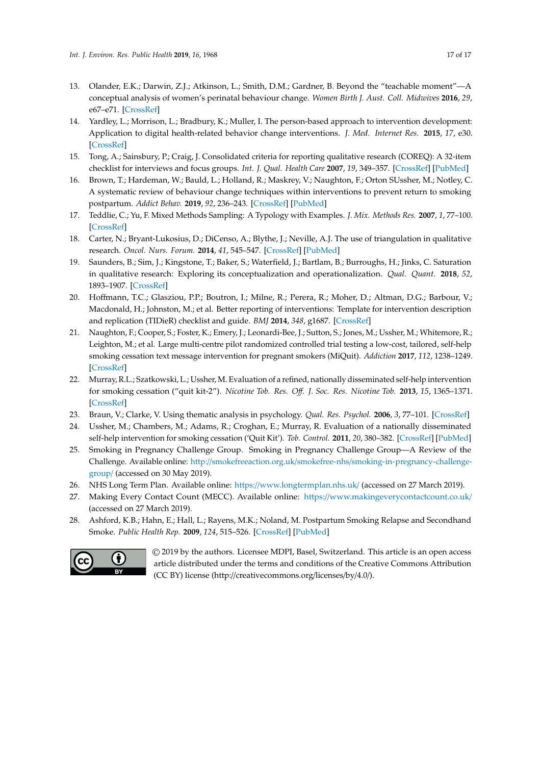13. Olander, E.K.; Darwin, Z.J.; Atkinson, L.; Smith, D.M.; Gardner, B. Beyond the "teachable moment"—A conceptual analysis of women's perinatal behaviour change. *Women Birth J. Aust. Coll. Midwives* **2016**, *29*, e67–e71. [CrossRef]
14. Yardley, L.; Morrison, L.; Bradbury, K.; Muller, I. The person-based approach to intervention development: Application to digital health-related behavior change interventions. *J. Med. Internet Res.* **2015**, *17*, e30. [CrossRef]
15. Tong, A.; Sainsbury, P.; Craig, J. Consolidated criteria for reporting qualitative research (COREQ): A 32-item checklist for interviews and focus groups. *Int. J. Qual. Health Care* **2007**, *19*, 349–357. [CrossRef] [PubMed]
16. Brown, T.; Hardeman, W.; Bauld, L.; Holland, R.; Maskrey, V.; Naughton, F.; Orton SUssher, M.; Notley, C. A systematic review of behaviour change techniques within interventions to prevent return to smoking postpartum. *Addict Behav.* **2019**, *92*, 236–243. [CrossRef] [PubMed]
17. Teddlie, C.; Yu, F. Mixed Methods Sampling: A Typology with Examples. *J. Mix. Methods Res.* **2007**, *1*, 77–100. [CrossRef]
18. Carter, N.; Bryant-Lukosius, D.; DiCenso, A.; Blythe, J.; Neville, A.J. The use of triangulation in qualitative research. *Oncol. Nurs. Forum.* **2014**, *41*, 545–547. [CrossRef] [PubMed]
19. Saunders, B.; Sim, J.; Kingstone, T.; Baker, S.; Waterfield, J.; Bartlam, B.; Burroughs, H.; Jinks, C. Saturation in qualitative research: Exploring its conceptualization and operationalization. *Qual. Quant.* **2018**, *52*, 1893–1907. [CrossRef]
20. Hoffmann, T.C.; Glasziou, P.P.; Boutron, I.; Milne, R.; Perera, R.; Moher, D.; Altman, D.G.; Barbour, V.; Macdonald, H.; Johnston, M.; et al. Better reporting of interventions: Template for intervention description and replication (TIDieR) checklist and guide. *BMJ* **2014**, *348*, g1687. [CrossRef]
21. Naughton, F.; Cooper, S.; Foster, K.; Emery, J.; Leonardi-Bee, J.; Sutton, S.; Jones, M.; Ussher, M.; Whitemore, R.; Leighton, M.; et al. Large multi-centre pilot randomized controlled trial testing a low-cost, tailored, self-help smoking cessation text message intervention for pregnant smokers (MiQuit). *Addiction* **2017**, *112*, 1238–1249. [CrossRef]
22. Murray, R.L.; Szatkowski, L.; Ussher, M. Evaluation of a refined, nationally disseminated self-help intervention for smoking cessation ("quit kit-2"). *Nicotine Tob. Res. Off. J. Soc. Res. Nicotine Tob.* **2013**, *15*, 1365–1371. [CrossRef]
23. Braun, V.; Clarke, V. Using thematic analysis in psychology. *Qual. Res. Psychol.* **2006**, *3*, 77–101. [CrossRef]
24. Ussher, M.; Chambers, M.; Adams, R.; Croghan, E.; Murray, R. Evaluation of a nationally disseminated self-help intervention for smoking cessation ('Quit Kit'). *Tob. Control.* **2011**, *20*, 380–382. [CrossRef] [PubMed]
25. Smoking in Pregnancy Challenge Group. Smoking in Pregnancy Challenge Group—A Review of the Challenge. Available online: http://smokefreeaction.org.uk/smokefree-nhs/smoking-in-pregnancy-challenge-group/ (accessed on 30 May 2019).
26. NHS Long Term Plan. Available online: https://www.longtermplan.nhs.uk/ (accessed on 27 March 2019).
27. Making Every Contact Count (MECC). Available online: https://www.makingeverycontactcount.co.uk/ (accessed on 27 March 2019).
28. Ashford, K.B.; Hahn, E.; Hall, L.; Rayens, M.K.; Noland, M. Postpartum Smoking Relapse and Secondhand Smoke. *Public Health Rep.* **2009**, *124*, 515–526. [CrossRef] [PubMed]

© 2019 by the authors. Licensee MDPI, Basel, Switzerland. This article is an open access article distributed under the terms and conditions of the Creative Commons Attribution (CC BY) license (http://creativecommons.org/licenses/by/4.0/).